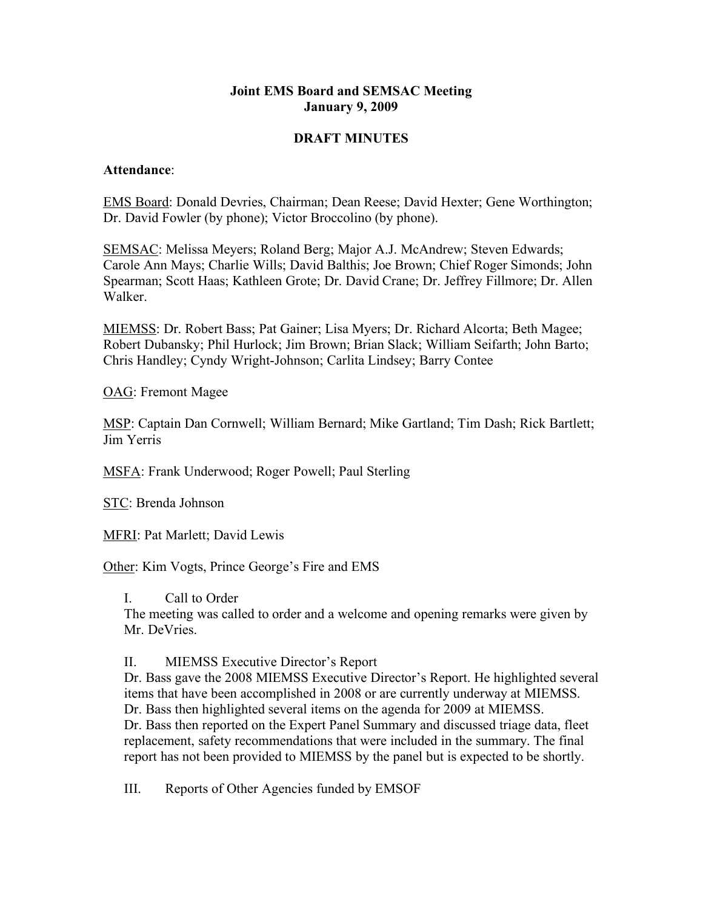**Joint EMS Board and SEMSAC Meeting**
**January 9, 2009**

**DRAFT MINUTES**

**Attendance**:

<u>EMS Board</u>: Donald Devries, Chairman; Dean Reese; David Hexter; Gene Worthington; Dr. David Fowler (by phone); Victor Broccolino (by phone).

<u>SEMSAC</u>: Melissa Meyers; Roland Berg; Major A.J. McAndrew; Steven Edwards; Carole Ann Mays; Charlie Wills; David Balthis; Joe Brown; Chief Roger Simonds; John Spearman; Scott Haas; Kathleen Grote; Dr. David Crane; Dr. Jeffrey Fillmore; Dr. Allen Walker.

<u>MIEMSS</u>: Dr. Robert Bass; Pat Gainer; Lisa Myers; Dr. Richard Alcorta; Beth Magee; Robert Dubansky; Phil Hurlock; Jim Brown; Brian Slack; William Seifarth; John Barto; Chris Handley; Cyndy Wright-Johnson; Carlita Lindsey; Barry Contee

<u>OAG</u>: Fremont Magee

<u>MSP</u>: Captain Dan Cornwell; William Bernard; Mike Gartland; Tim Dash; Rick Bartlett; Jim Yerris

<u>MSFA</u>: Frank Underwood; Roger Powell; Paul Sterling

<u>STC</u>: Brenda Johnson

<u>MFRI</u>: Pat Marlett; David Lewis

<u>Other</u>: Kim Vogts, Prince George's Fire and EMS

I. Call to Order

The meeting was called to order and a welcome and opening remarks were given by Mr. DeVries.

II. MIEMSS Executive Director's Report

Dr. Bass gave the 2008 MIEMSS Executive Director's Report. He highlighted several items that have been accomplished in 2008 or are currently underway at MIEMSS. Dr. Bass then highlighted several items on the agenda for 2009 at MIEMSS. Dr. Bass then reported on the Expert Panel Summary and discussed triage data, fleet replacement, safety recommendations that were included in the summary. The final report has not been provided to MIEMSS by the panel but is expected to be shortly.

III. Reports of Other Agencies funded by EMSOF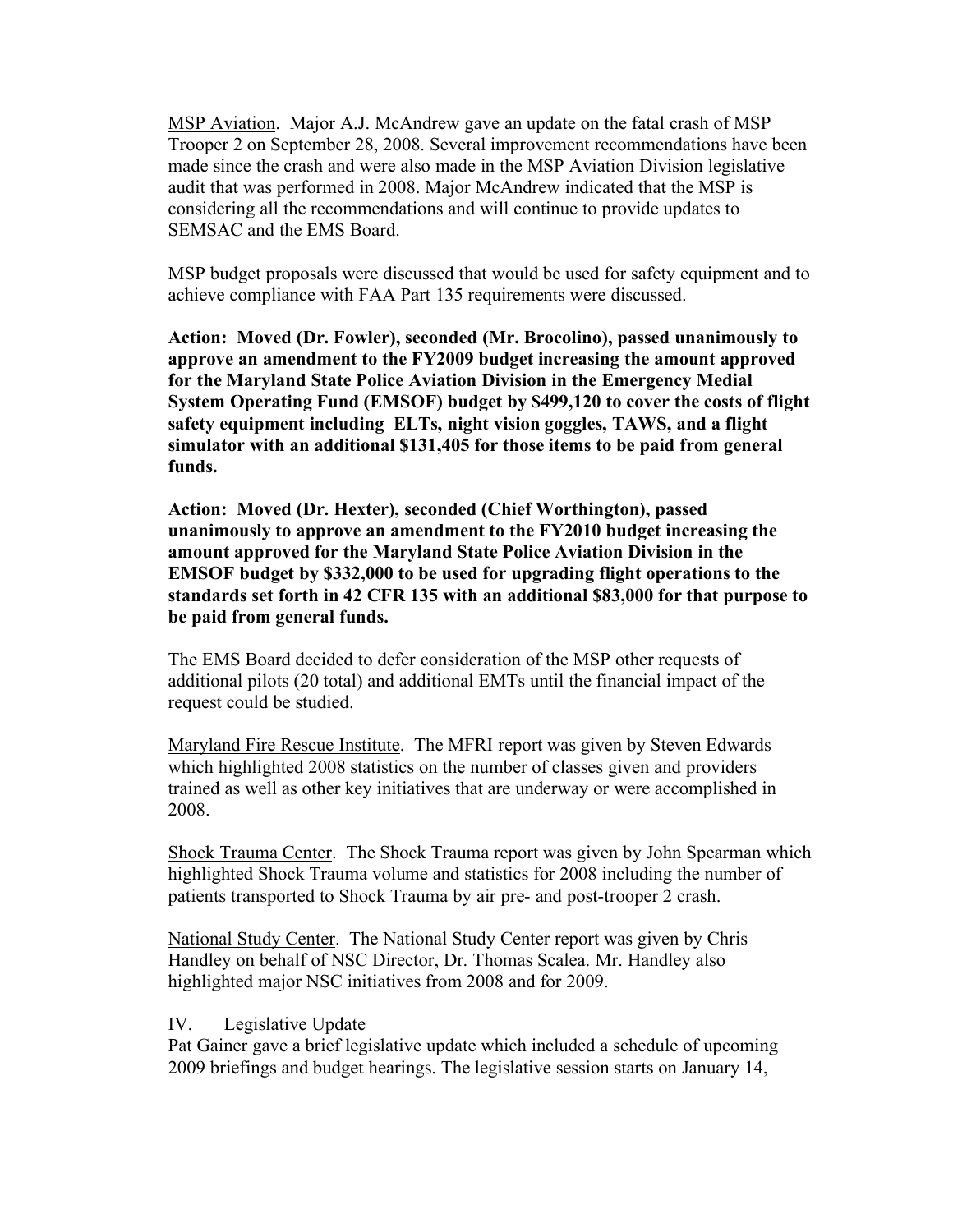<u>MSP Aviation</u>. Major A.J. McAndrew gave an update on the fatal crash of MSP Trooper 2 on September 28, 2008. Several improvement recommendations have been made since the crash and were also made in the MSP Aviation Division legislative audit that was performed in 2008. Major McAndrew indicated that the MSP is considering all the recommendations and will continue to provide updates to SEMSAC and the EMS Board.

MSP budget proposals were discussed that would be used for safety equipment and to achieve compliance with FAA Part 135 requirements were discussed.

**Action: Moved (Dr. Fowler), seconded (Mr. Brocolino), passed unanimously to approve an amendment to the FY2009 budget increasing the amount approved for the Maryland State Police Aviation Division in the Emergency Medial System Operating Fund (EMSOF) budget by $499,120 to cover the costs of flight safety equipment including ELTs, night vision goggles, TAWS, and a flight simulator with an additional $131,405 for those items to be paid from general funds.**

**Action: Moved (Dr. Hexter), seconded (Chief Worthington), passed unanimously to approve an amendment to the FY2010 budget increasing the amount approved for the Maryland State Police Aviation Division in the EMSOF budget by $332,000 to be used for upgrading flight operations to the standards set forth in 42 CFR 135 with an additional $83,000 for that purpose to be paid from general funds.**

The EMS Board decided to defer consideration of the MSP other requests of additional pilots (20 total) and additional EMTs until the financial impact of the request could be studied.

<u>Maryland Fire Rescue Institute</u>. The MFRI report was given by Steven Edwards which highlighted 2008 statistics on the number of classes given and providers trained as well as other key initiatives that are underway or were accomplished in 2008.

<u>Shock Trauma Center</u>. The Shock Trauma report was given by John Spearman which highlighted Shock Trauma volume and statistics for 2008 including the number of patients transported to Shock Trauma by air pre- and post-trooper 2 crash.

<u>National Study Center</u>. The National Study Center report was given by Chris Handley on behalf of NSC Director, Dr. Thomas Scalea. Mr. Handley also highlighted major NSC initiatives from 2008 and for 2009.

IV. Legislative Update

Pat Gainer gave a brief legislative update which included a schedule of upcoming 2009 briefings and budget hearings. The legislative session starts on January 14,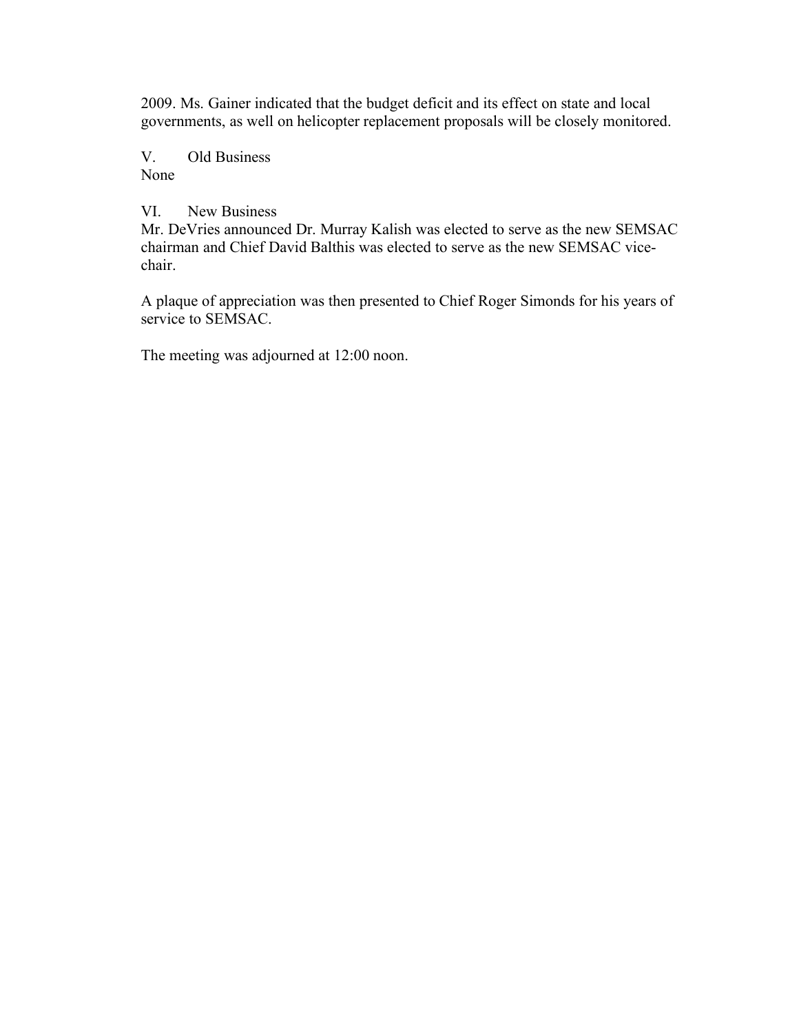2009. Ms. Gainer indicated that the budget deficit and its effect on state and local governments, as well on helicopter replacement proposals will be closely monitored.

V. Old Business

None

VI. New Business

Mr. DeVries announced Dr. Murray Kalish was elected to serve as the new SEMSAC chairman and Chief David Balthis was elected to serve as the new SEMSAC vice-chair.

A plaque of appreciation was then presented to Chief Roger Simonds for his years of service to SEMSAC.

The meeting was adjourned at 12:00 noon.